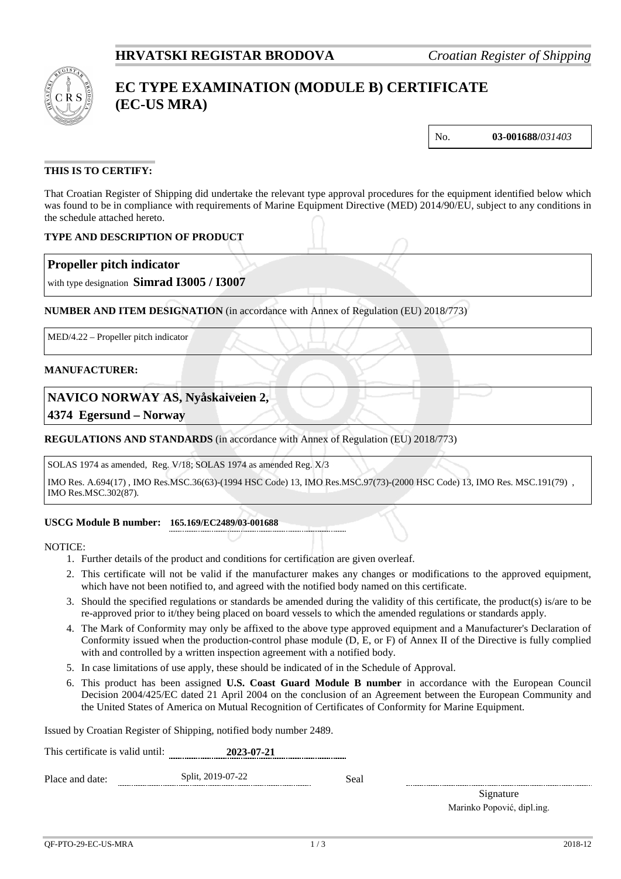**HRVATSKI REGISTAR BRODOVA** *Croatian Register of Shipping*

# EC TYPE EXAMINATION (MODULE B) CERTIFICATE (EC-US MRA)

No. **03-001688/***031403*

**THIS IS TO CERTIFY:**

That Croatian Register of Shipping did undertake the relevant type approval procedures for the equipment identified below which was found to be in compliance with requirements of Marine Equipment Directive (MED) 2014/90/EU, subject to any conditions in the schedule attached hereto.

**TYPE AND DESCRIPTION OF PRODUCT**

**Propeller pitch indicator**

with type designation **Simrad I3005 / I3007**

**NUMBER AND ITEM DESIGNATION** (in accordance with Annex of Regulation (EU) 2018/773)

MED/4.22 – Propeller pitch indicator

**MANUFACTURER:**

**NAVICO NORWAY AS, Nyåskaiveien 2,**
**4374 Egersund – Norway**

**REGULATIONS AND STANDARDS** (in accordance with Annex of Regulation (EU) 2018/773)

SOLAS 1974 as amended, Reg. V/18; SOLAS 1974 as amended Reg. X/3

IMO Res. A.694(17) , IMO Res.MSC.36(63)-(1994 HSC Code) 13, IMO Res.MSC.97(73)-(2000 HSC Code) 13, IMO Res. MSC.191(79) , IMO Res.MSC.302(87).

**USCG Module B number:** **165.169/EC2489/03-001688**

NOTICE:

1. Further details of the product and conditions for certification are given overleaf.
2. This certificate will not be valid if the manufacturer makes any changes or modifications to the approved equipment, which have not been notified to, and agreed with the notified body named on this certificate.
3. Should the specified regulations or standards be amended during the validity of this certificate, the product(s) is/are to be re-approved prior to it/they being placed on board vessels to which the amended regulations or standards apply.
4. The Mark of Conformity may only be affixed to the above type approved equipment and a Manufacturer's Declaration of Conformity issued when the production-control phase module (D, E, or F) of Annex II of the Directive is fully complied with and controlled by a written inspection agreement with a notified body.
5. In case limitations of use apply, these should be indicated of in the Schedule of Approval.
6. This product has been assigned **U.S. Coast Guard Module B number** in accordance with the European Council Decision 2004/425/EC dated 21 April 2004 on the conclusion of an Agreement between the European Community and the United States of America on Mutual Recognition of Certificates of Conformity for Marine Equipment.

Issued by Croatian Register of Shipping, notified body number 2489.

This certificate is valid until: **2023-07-21**

Place and date: Split, 2019-07-22 Seal

Signature
Marinko Popović, dipl.ing.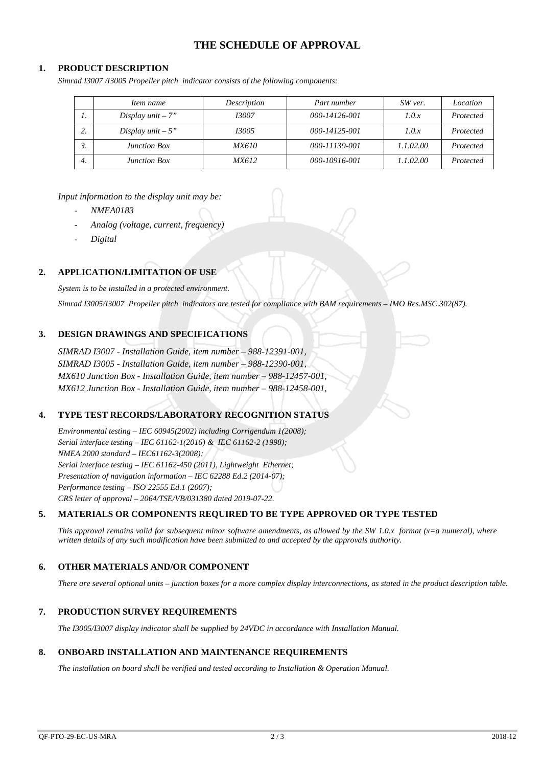# THE SCHEDULE OF APPROVAL

## 1. PRODUCT DESCRIPTION

*Simrad I3007 /I3005 Propeller pitch indicator consists of the following components:*

| | *Item name* | *Description* | *Part number* | *SW ver.* | *Location* |
|---|---|---|---|---|---|
| *1.* | *Display unit – 7"* | *I3007* | *000-14126-001* | *1.0.x* | *Protected* |
| *2.* | *Display unit – 5"* | *I3005* | *000-14125-001* | *1.0.x* | *Protected* |
| *3.* | *Junction Box* | *MX610* | *000-11139-001* | *1.1.02.00* | *Protected* |
| *4.* | *Junction Box* | *MX612* | *000-10916-001* | *1.1.02.00* | *Protected* |

*Input information to the display unit may be:*

- *NMEA0183*
- *Analog (voltage, current, frequency)*
- *Digital*

## 2. APPLICATION/LIMITATION OF USE

*System is to be installed in a protected environment.*

*Simrad I3005/I3007 Propeller pitch indicators are tested for compliance with BAM requirements – IMO Res.MSC.302(87).*

## 3. DESIGN DRAWINGS AND SPECIFICATIONS

*SIMRAD I3007 - Installation Guide, item number – 988-12391-001,*
*SIMRAD I3005 - Installation Guide, item number – 988-12390-001,*
*MX610 Junction Box - Installation Guide, item number – 988-12457-001,*
*MX612 Junction Box - Installation Guide, item number – 988-12458-001,*

## 4. TYPE TEST RECORDS/LABORATORY RECOGNITION STATUS

*Environmental testing – IEC 60945(2002) including Corrigendum 1(2008);*
*Serial interface testing – IEC 61162-1(2016) & IEC 61162-2 (1998);*
*NMEA 2000 standard – IEC61162-3(2008);*
*Serial interface testing – IEC 61162-450 (2011), Lightweight Ethernet;*
*Presentation of navigation information – IEC 62288 Ed.2 (2014-07);*
*Performance testing – ISO 22555 Ed.1 (2007);*
*CRS letter of approval – 2064/TSE/VB/031380 dated 2019-07-22.*

## 5. MATERIALS OR COMPONENTS REQUIRED TO BE TYPE APPROVED OR TYPE TESTED

*This approval remains valid for subsequent minor software amendments, as allowed by the SW 1.0.x format (x=a numeral), where written details of any such modification have been submitted to and accepted by the approvals authority.*

## 6. OTHER MATERIALS AND/OR COMPONENT

*There are several optional units – junction boxes for a more complex display interconnections, as stated in the product description table.*

## 7. PRODUCTION SURVEY REQUIREMENTS

*The I3005/I3007 display indicator shall be supplied by 24VDC in accordance with Installation Manual.*

## 8. ONBOARD INSTALLATION AND MAINTENANCE REQUIREMENTS

*The installation on board shall be verified and tested according to Installation & Operation Manual.*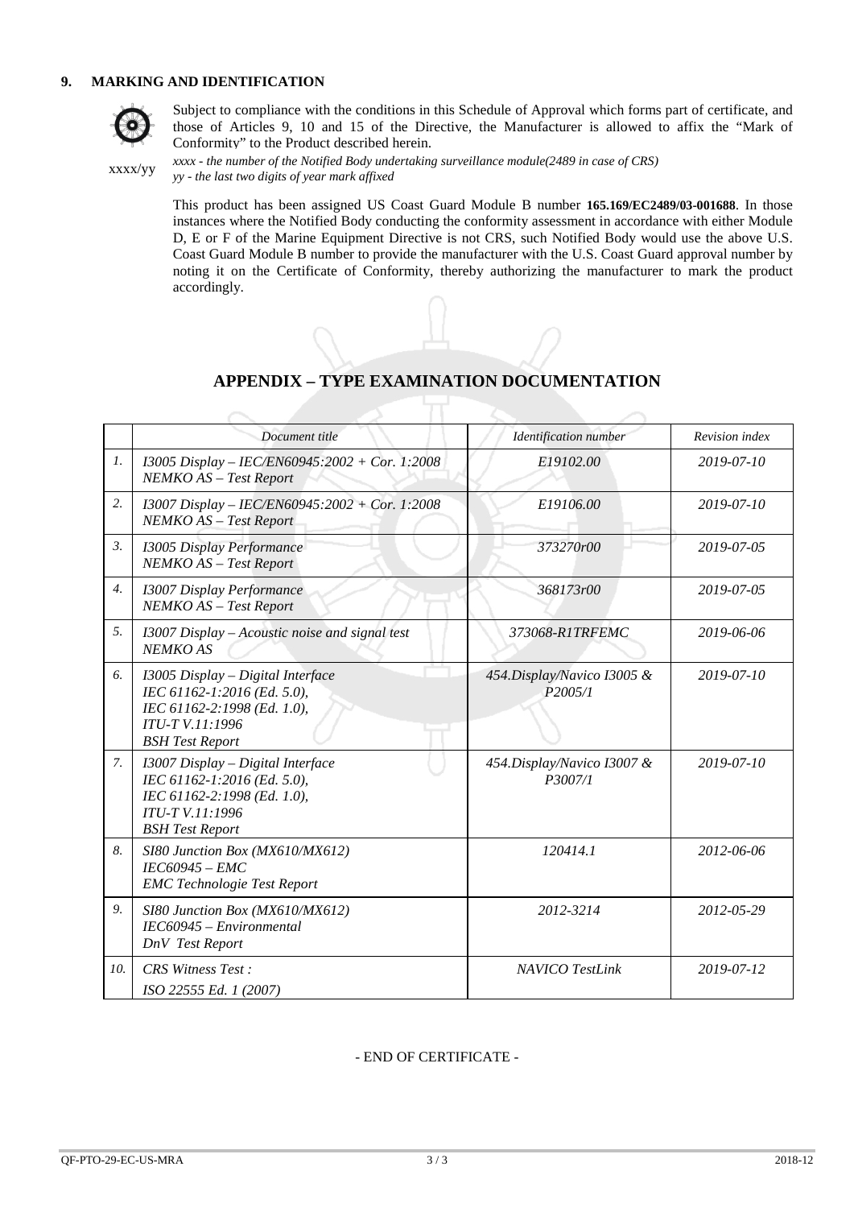## 9. MARKING AND IDENTIFICATION

Subject to compliance with the conditions in this Schedule of Approval which forms part of certificate, and those of Articles 9, 10 and 15 of the Directive, the Manufacturer is allowed to affix the "Mark of Conformity" to the Product described herein.

xxxx/yy

*xxxx - the number of the Notified Body undertaking surveillance module(2489 in case of CRS)*
*yy - the last two digits of year mark affixed*

This product has been assigned US Coast Guard Module B number **165.169/EC2489/03-001688**. In those instances where the Notified Body conducting the conformity assessment in accordance with either Module D, E or F of the Marine Equipment Directive is not CRS, such Notified Body would use the above U.S. Coast Guard Module B number to provide the manufacturer with the U.S. Coast Guard approval number by noting it on the Certificate of Conformity, thereby authorizing the manufacturer to mark the product accordingly.

## APPENDIX – TYPE EXAMINATION DOCUMENTATION

| | *Document title* | *Identification number* | *Revision index* |
|---|---|---|---|
| *1.* | *I3005 Display – IEC/EN60945:2002 + Cor. 1:2008 NEMKO AS – Test Report* | *E19102.00* | *2019-07-10* |
| *2.* | *I3007 Display – IEC/EN60945:2002 + Cor. 1:2008 NEMKO AS – Test Report* | *E19106.00* | *2019-07-10* |
| *3.* | *I3005 Display Performance NEMKO AS – Test Report* | *373270r00* | *2019-07-05* |
| *4.* | *I3007 Display Performance NEMKO AS – Test Report* | *368173r00* | *2019-07-05* |
| *5.* | *I3007 Display – Acoustic noise and signal test NEMKO AS* | *373068-R1TRFEMC* | *2019-06-06* |
| *6.* | *I3005 Display – Digital Interface IEC 61162-1:2016 (Ed. 5.0), IEC 61162-2:1998 (Ed. 1.0), ITU-T V.11:1996 BSH Test Report* | *454.Display/Navico I3005 & P2005/1* | *2019-07-10* |
| *7.* | *I3007 Display – Digital Interface IEC 61162-1:2016 (Ed. 5.0), IEC 61162-2:1998 (Ed. 1.0), ITU-T V.11:1996 BSH Test Report* | *454.Display/Navico I3007 & P3007/1* | *2019-07-10* |
| *8.* | *SI80 Junction Box (MX610/MX612) IEC60945 – EMC EMC Technologie Test Report* | *120414.1* | *2012-06-06* |
| *9.* | *SI80 Junction Box (MX610/MX612) IEC60945 – Environmental DnV Test Report* | *2012-3214* | *2012-05-29* |
| *10.* | *CRS Witness Test : ISO 22555 Ed. 1 (2007)* | *NAVICO TestLink* | *2019-07-12* |

- END OF CERTIFICATE -